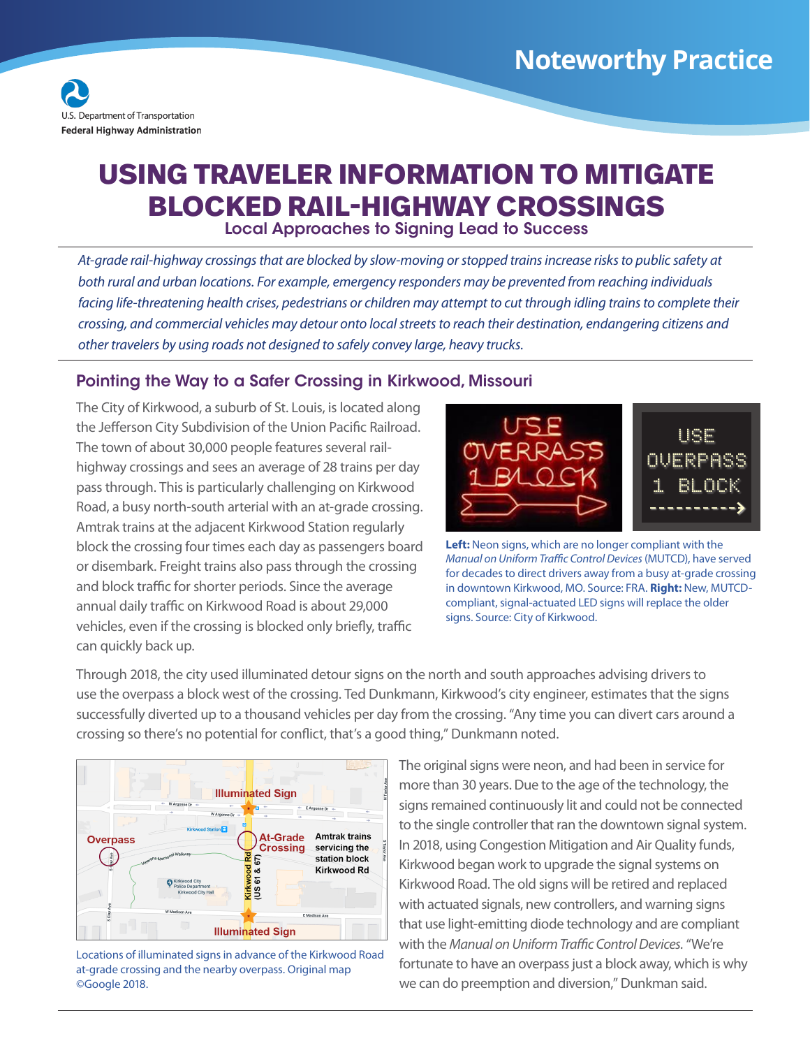Noteworthy Practice

U.S. Department of Transportation
Federal Highway Administration

# USING TRAVELER INFORMATION TO MITIGATE BLOCKED RAIL-HIGHWAY CROSSINGS

Local Approaches to Signing Lead to Success

*At-grade rail-highway crossings that are blocked by slow-moving or stopped trains increase risks to public safety at both rural and urban locations. For example, emergency responders may be prevented from reaching individuals facing life-threatening health crises, pedestrians or children may attempt to cut through idling trains to complete their crossing, and commercial vehicles may detour onto local streets to reach their destination, endangering citizens and other travelers by using roads not designed to safely convey large, heavy trucks.*

## Pointing the Way to a Safer Crossing in Kirkwood, Missouri

The City of Kirkwood, a suburb of St. Louis, is located along the Jefferson City Subdivision of the Union Pacific Railroad. The town of about 30,000 people features several rail-highway crossings and sees an average of 28 trains per day pass through. This is particularly challenging on Kirkwood Road, a busy north-south arterial with an at-grade crossing. Amtrak trains at the adjacent Kirkwood Station regularly block the crossing four times each day as passengers board or disembark. Freight trains also pass through the crossing and block traffic for shorter periods. Since the average annual daily traffic on Kirkwood Road is about 29,000 vehicles, even if the crossing is blocked only briefly, traffic can quickly back up.

**Left:** Neon signs, which are no longer compliant with the *Manual on Uniform Traffic Control Devices* (MUTCD), have served for decades to direct drivers away from a busy at-grade crossing in downtown Kirkwood, MO. Source: FRA. **Right:** New, MUTCD-compliant, signal-actuated LED signs will replace the older signs. Source: City of Kirkwood.

Through 2018, the city used illuminated detour signs on the north and south approaches advising drivers to use the overpass a block west of the crossing. Ted Dunkmann, Kirkwood's city engineer, estimates that the signs successfully diverted up to a thousand vehicles per day from the crossing. "Any time you can divert cars around a crossing so there's no potential for conflict, that's a good thing," Dunkmann noted.

Locations of illuminated signs in advance of the Kirkwood Road at-grade crossing and the nearby overpass. Original map ©Google 2018.

The original signs were neon, and had been in service for more than 30 years. Due to the age of the technology, the signs remained continuously lit and could not be connected to the single controller that ran the downtown signal system. In 2018, using Congestion Mitigation and Air Quality funds, Kirkwood began work to upgrade the signal systems on Kirkwood Road. The old signs will be retired and replaced with actuated signals, new controllers, and warning signs that use light-emitting diode technology and are compliant with the *Manual on Uniform Traffic Control Devices.* "We're fortunate to have an overpass just a block away, which is why we can do preemption and diversion," Dunkman said.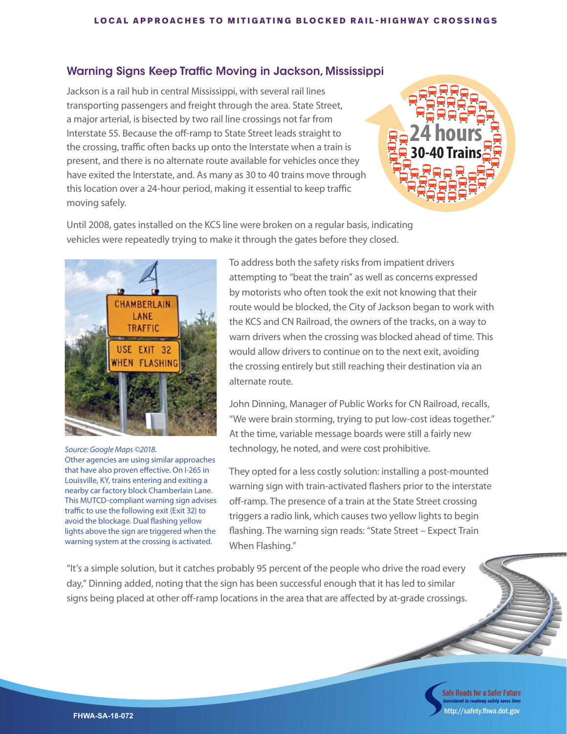## Warning Signs Keep Traffic Moving in Jackson, Mississippi

Jackson is a rail hub in central Mississippi, with several rail lines transporting passengers and freight through the area. State Street, a major arterial, is bisected by two rail line crossings not far from Interstate 55. Because the off-ramp to State Street leads straight to the crossing, traffic often backs up onto the Interstate when a train is present, and there is no alternate route available for vehicles once they have exited the Interstate, and. As many as 30 to 40 trains move through this location over a 24-hour period, making it essential to keep traffic moving safely.

24 hours
30-40 Trains

Until 2008, gates installed on the KCS line were broken on a regular basis, indicating vehicles were repeatedly trying to make it through the gates before they closed.

*Source: Google Maps ©2018.*
Other agencies are using similar approaches that have also proven effective. On I-265 in Louisville, KY, trains entering and exiting a nearby car factory block Chamberlain Lane. This MUTCD-compliant warning sign advises traffic to use the following exit (Exit 32) to avoid the blockage. Dual flashing yellow lights above the sign are triggered when the warning system at the crossing is activated.

To address both the safety risks from impatient drivers attempting to "beat the train" as well as concerns expressed by motorists who often took the exit not knowing that their route would be blocked, the City of Jackson began to work with the KCS and CN Railroad, the owners of the tracks, on a way to warn drivers when the crossing was blocked ahead of time. This would allow drivers to continue on to the next exit, avoiding the crossing entirely but still reaching their destination via an alternate route.

John Dinning, Manager of Public Works for CN Railroad, recalls, "We were brain storming, trying to put low-cost ideas together." At the time, variable message boards were still a fairly new technology, he noted, and were cost prohibitive.

They opted for a less costly solution: installing a post-mounted warning sign with train-activated flashers prior to the interstate off-ramp. The presence of a train at the State Street crossing triggers a radio link, which causes two yellow lights to begin flashing. The warning sign reads: "State Street – Expect Train When Flashing."

"It's a simple solution, but it catches probably 95 percent of the people who drive the road every day," Dinning added, noting that the sign has been successful enough that it has led to similar signs being placed at other off-ramp locations in the area that are affected by at-grade crossings.

FHWA-SA-18-072